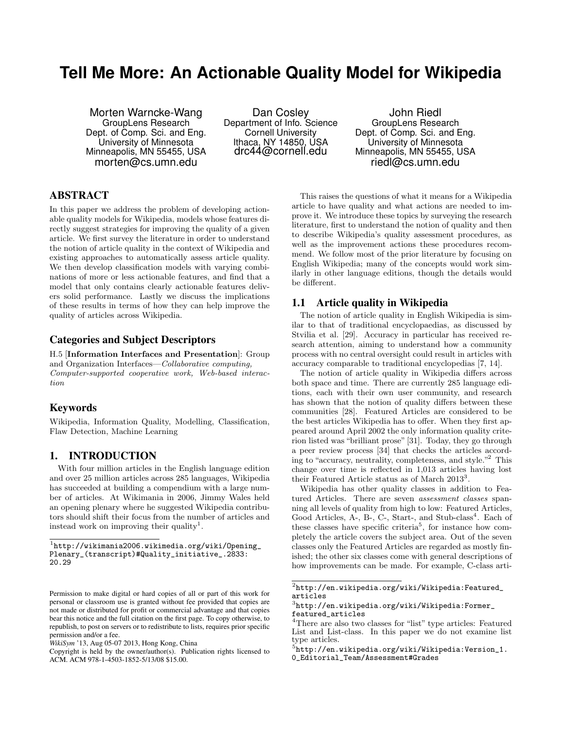# Tell Me More: An Actionable Quality Model for Wikipedia

Morten Warncke-Wang
GroupLens Research
Dept. of Comp. Sci. and Eng.
University of Minnesota
Minneapolis, MN 55455, USA
morten@cs.umn.edu

Dan Cosley
Department of Info. Science
Cornell University
Ithaca, NY 14850, USA
drc44@cornell.edu

John Riedl
GroupLens Research
Dept. of Comp. Sci. and Eng.
University of Minnesota
Minneapolis, MN 55455, USA
riedl@cs.umn.edu

## ABSTRACT

In this paper we address the problem of developing actionable quality models for Wikipedia, models whose features directly suggest strategies for improving the quality of a given article. We first survey the literature in order to understand the notion of article quality in the context of Wikipedia and existing approaches to automatically assess article quality. We then develop classification models with varying combinations of more or less actionable features, and find that a model that only contains clearly actionable features delivers solid performance. Lastly we discuss the implications of these results in terms of how they can help improve the quality of articles across Wikipedia.

### Categories and Subject Descriptors

H.5 [**Information Interfaces and Presentation**]: Group and Organization Interfaces—*Collaborative computing, Computer-supported cooperative work, Web-based interaction*

### Keywords

Wikipedia, Information Quality, Modelling, Classification, Flaw Detection, Machine Learning

## 1. INTRODUCTION

With four million articles in the English language edition and over 25 million articles across 285 languages, Wikipedia has succeeded at building a compendium with a large number of articles. At Wikimania in 2006, Jimmy Wales held an opening plenary where he suggested Wikipedia contributors should shift their focus from the number of articles and instead work on improving their quality[1].

[1]http://wikimania2006.wikimedia.org/wiki/Opening_Plenary_(transcript)#Quality_initiative_.2833:20.29

Permission to make digital or hard copies of all or part of this work for personal or classroom use is granted without fee provided that copies are not made or distributed for profit or commercial advantage and that copies bear this notice and the full citation on the first page. To copy otherwise, to republish, to post on servers or to redistribute to lists, requires prior specific permission and/or a fee.
*WikiSym* '13, Aug 05-07 2013, Hong Kong, China
Copyright is held by the owner/author(s). Publication rights licensed to ACM. ACM 978-1-4503-1852-5/13/08 $15.00.

This raises the questions of what it means for a Wikipedia article to have quality and what actions are needed to improve it. We introduce these topics by surveying the research literature, first to understand the notion of quality and then to describe Wikipedia's quality assessment procedures, as well as the improvement actions these procedures recommend. We follow most of the prior literature by focusing on English Wikipedia; many of the concepts would work similarly in other language editions, though the details would be different.

### 1.1 Article quality in Wikipedia

The notion of article quality in English Wikipedia is similar to that of traditional encyclopaedias, as discussed by Stvilia et al. [29]. Accuracy in particular has received research attention, aiming to understand how a community process with no central oversight could result in articles with accuracy comparable to traditional encyclopedias [7, 14].

The notion of article quality in Wikipedia differs across both space and time. There are currently 285 language editions, each with their own user community, and research has shown that the notion of quality differs between these communities [28]. Featured Articles are considered to be the best articles Wikipedia has to offer. When they first appeared around April 2002 the only information quality criterion listed was "brilliant prose" [31]. Today, they go through a peer review process [34] that checks the articles according to "accuracy, neutrality, completeness, and style."[2] This change over time is reflected in 1,013 articles having lost their Featured Article status as of March 2013[3].

Wikipedia has other quality classes in addition to Featured Articles. There are seven *assessment classes* spanning all levels of quality from high to low: Featured Articles, Good Articles, A-, B-, C-, Start-, and Stub-class[4]. Each of these classes have specific criteria[5], for instance how completely the article covers the subject area. Out of the seven classes only the Featured Articles are regarded as mostly finished; the other six classes come with general descriptions of how improvements can be made. For example, C-class arti-

[2]http://en.wikipedia.org/wiki/Wikipedia:Featured_articles

[3]http://en.wikipedia.org/wiki/Wikipedia:Former_featured_articles

[4]There are also two classes for "list" type articles: Featured List and List-class. In this paper we do not examine list type articles.

[5]http://en.wikipedia.org/wiki/Wikipedia:Version_1.0_Editorial_Team/Assessment#Grades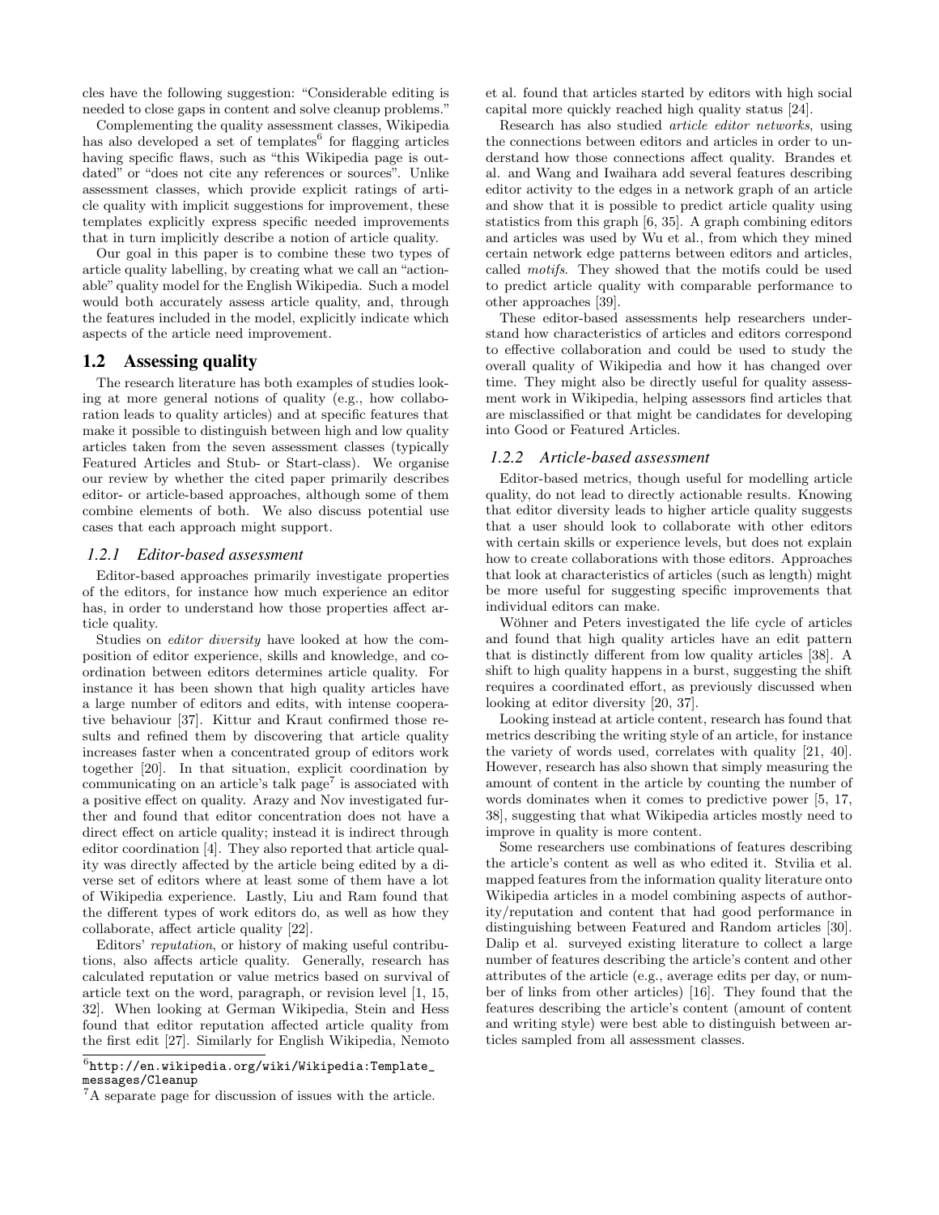cles have the following suggestion: "Considerable editing is needed to close gaps in content and solve cleanup problems."

Complementing the quality assessment classes, Wikipedia has also developed a set of templates[6] for flagging articles having specific flaws, such as "this Wikipedia page is outdated" or "does not cite any references or sources". Unlike assessment classes, which provide explicit ratings of article quality with implicit suggestions for improvement, these templates explicitly express specific needed improvements that in turn implicitly describe a notion of article quality.

Our goal in this paper is to combine these two types of article quality labelling, by creating what we call an "actionable" quality model for the English Wikipedia. Such a model would both accurately assess article quality, and, through the features included in the model, explicitly indicate which aspects of the article need improvement.

## 1.2 Assessing quality

The research literature has both examples of studies looking at more general notions of quality (e.g., how collaboration leads to quality articles) and at specific features that make it possible to distinguish between high and low quality articles taken from the seven assessment classes (typically Featured Articles and Stub- or Start-class). We organise our review by whether the cited paper primarily describes editor- or article-based approaches, although some of them combine elements of both. We also discuss potential use cases that each approach might support.

### 1.2.1 Editor-based assessment

Editor-based approaches primarily investigate properties of the editors, for instance how much experience an editor has, in order to understand how those properties affect article quality.

Studies on *editor diversity* have looked at how the composition of editor experience, skills and knowledge, and coordination between editors determines article quality. For instance it has been shown that high quality articles have a large number of editors and edits, with intense cooperative behaviour [37]. Kittur and Kraut confirmed those results and refined them by discovering that article quality increases faster when a concentrated group of editors work together [20]. In that situation, explicit coordination by communicating on an article's talk page[7] is associated with a positive effect on quality. Arazy and Nov investigated further and found that editor concentration does not have a direct effect on article quality; instead it is indirect through editor coordination [4]. They also reported that article quality was directly affected by the article being edited by a diverse set of editors where at least some of them have a lot of Wikipedia experience. Lastly, Liu and Ram found that the different types of work editors do, as well as how they collaborate, affect article quality [22].

Editors' *reputation*, or history of making useful contributions, also affects article quality. Generally, research has calculated reputation or value metrics based on survival of article text on the word, paragraph, or revision level [1, 15, 32]. When looking at German Wikipedia, Stein and Hess found that editor reputation affected article quality from the first edit [27]. Similarly for English Wikipedia, Nemoto et al. found that articles started by editors with high social capital more quickly reached high quality status [24].

Research has also studied *article editor networks*, using the connections between editors and articles in order to understand how those connections affect quality. Brandes et al. and Wang and Iwaihara add several features describing editor activity to the edges in a network graph of an article and show that it is possible to predict article quality using statistics from this graph [6, 35]. A graph combining editors and articles was used by Wu et al., from which they mined certain network edge patterns between editors and articles, called *motifs*. They showed that the motifs could be used to predict article quality with comparable performance to other approaches [39].

These editor-based assessments help researchers understand how characteristics of articles and editors correspond to effective collaboration and could be used to study the overall quality of Wikipedia and how it has changed over time. They might also be directly useful for quality assessment work in Wikipedia, helping assessors find articles that are misclassified or that might be candidates for developing into Good or Featured Articles.

### 1.2.2 Article-based assessment

Editor-based metrics, though useful for modelling article quality, do not lead to directly actionable results. Knowing that editor diversity leads to higher article quality suggests that a user should look to collaborate with other editors with certain skills or experience levels, but does not explain how to create collaborations with those editors. Approaches that look at characteristics of articles (such as length) might be more useful for suggesting specific improvements that individual editors can make.

Wöhner and Peters investigated the life cycle of articles and found that high quality articles have an edit pattern that is distinctly different from low quality articles [38]. A shift to high quality happens in a burst, suggesting the shift requires a coordinated effort, as previously discussed when looking at editor diversity [20, 37].

Looking instead at article content, research has found that metrics describing the writing style of an article, for instance the variety of words used, correlates with quality [21, 40]. However, research has also shown that simply measuring the amount of content in the article by counting the number of words dominates when it comes to predictive power [5, 17, 38], suggesting that what Wikipedia articles mostly need to improve in quality is more content.

Some researchers use combinations of features describing the article's content as well as who edited it. Stvilia et al. mapped features from the information quality literature onto Wikipedia articles in a model combining aspects of authority/reputation and content that had good performance in distinguishing between Featured and Random articles [30]. Dalip et al. surveyed existing literature to collect a large number of features describing the article's content and other attributes of the article (e.g., average edits per day, or number of links from other articles) [16]. They found that the features describing the article's content (amount of content and writing style) were best able to distinguish between articles sampled from all assessment classes.

[6] http://en.wikipedia.org/wiki/Wikipedia:Template_messages/Cleanup

[7] A separate page for discussion of issues with the article.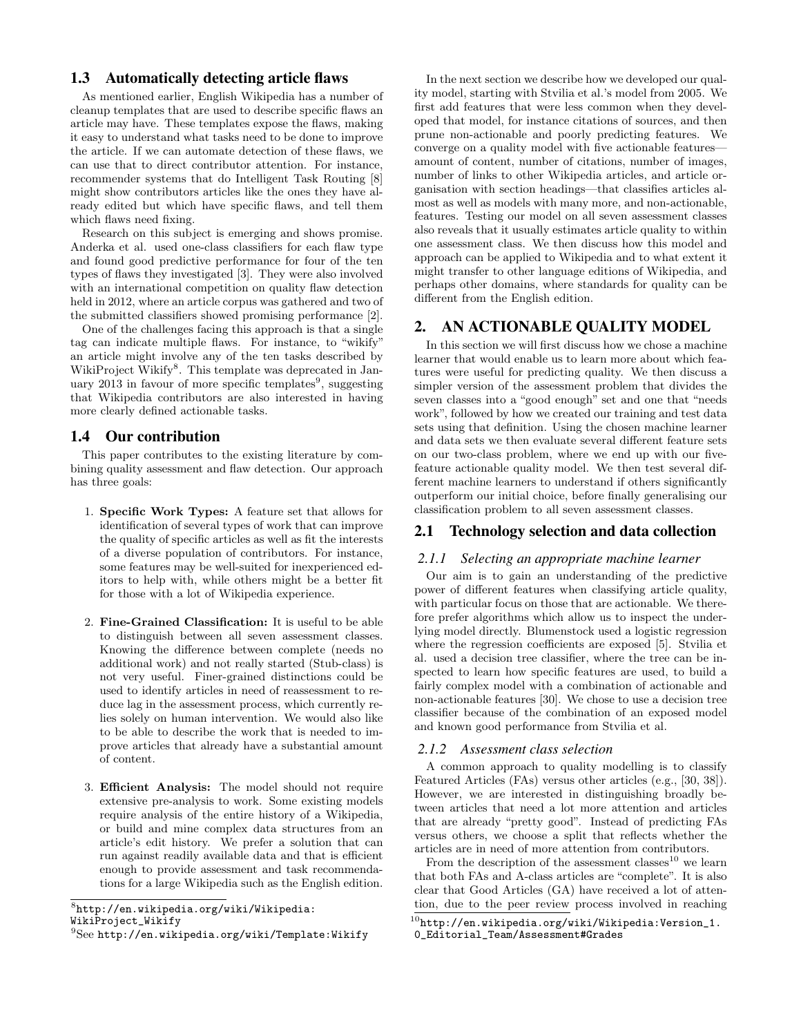### 1.3 Automatically detecting article flaws

As mentioned earlier, English Wikipedia has a number of cleanup templates that are used to describe specific flaws an article may have. These templates expose the flaws, making it easy to understand what tasks need to be done to improve the article. If we can automate detection of these flaws, we can use that to direct contributor attention. For instance, recommender systems that do Intelligent Task Routing [8] might show contributors articles like the ones they have already edited but which have specific flaws, and tell them which flaws need fixing.

Research on this subject is emerging and shows promise. Anderka et al. used one-class classifiers for each flaw type and found good predictive performance for four of the ten types of flaws they investigated [3]. They were also involved with an international competition on quality flaw detection held in 2012, where an article corpus was gathered and two of the submitted classifiers showed promising performance [2].

One of the challenges facing this approach is that a single tag can indicate multiple flaws. For instance, to "wikify" an article might involve any of the ten tasks described by WikiProject Wikify[8]. This template was deprecated in January 2013 in favour of more specific templates[9], suggesting that Wikipedia contributors are also interested in having more clearly defined actionable tasks.

### 1.4 Our contribution

This paper contributes to the existing literature by combining quality assessment and flaw detection. Our approach has three goals:

1. **Specific Work Types:** A feature set that allows for identification of several types of work that can improve the quality of specific articles as well as fit the interests of a diverse population of contributors. For instance, some features may be well-suited for inexperienced editors to help with, while others might be a better fit for those with a lot of Wikipedia experience.

2. **Fine-Grained Classification:** It is useful to be able to distinguish between all seven assessment classes. Knowing the difference between complete (needs no additional work) and not really started (Stub-class) is not very useful. Finer-grained distinctions could be used to identify articles in need of reassessment to reduce lag in the assessment process, which currently relies solely on human intervention. We would also like to be able to describe the work that is needed to improve articles that already have a substantial amount of content.

3. **Efficient Analysis:** The model should not require extensive pre-analysis to work. Some existing models require analysis of the entire history of a Wikipedia, or build and mine complex data structures from an article's edit history. We prefer a solution that can run against readily available data and that is efficient enough to provide assessment and task recommendations for a large Wikipedia such as the English edition.

[8] http://en.wikipedia.org/wiki/Wikipedia:WikiProject_Wikify

[9] See http://en.wikipedia.org/wiki/Template:Wikify

In the next section we describe how we developed our quality model, starting with Stvilia et al.'s model from 2005. We first add features that were less common when they developed that model, for instance citations of sources, and then prune non-actionable and poorly predicting features. We converge on a quality model with five actionable features—amount of content, number of citations, number of images, amount of links to other Wikipedia articles, and article organisation with section headings—that classifies articles almost as well as models with many more, and non-actionable, features. Testing our model on all seven assessment classes also reveals that it usually estimates article quality to within one assessment class. We then discuss how this model and approach can be applied to Wikipedia and to what extent it might transfer to other language editions of Wikipedia, and perhaps other domains, where standards for quality can be different from the English edition.

## 2. AN ACTIONABLE QUALITY MODEL

In this section we will first discuss how we chose a machine learner that would enable us to learn more about which features were useful for predicting quality. We then discuss a simpler version of the assessment problem that divides the seven classes into a "good enough" set and one that "needs work", followed by how we created our training and test data sets using that definition. Using the chosen machine learner and data sets we then evaluate several different feature sets on our two-class problem, where we end up with our five-feature actionable quality model. We then test several different machine learners to understand if others significantly outperform our initial choice, before finally generalising our classification problem to all seven assessment classes.

### 2.1 Technology selection and data collection

#### 2.1.1 Selecting an appropriate machine learner

Our aim is to gain an understanding of the predictive power of different features when classifying article quality, with particular focus on those that are actionable. We therefore prefer algorithms which allow us to inspect the underlying model directly. Blumenstock used a logistic regression where the regression coefficients are exposed [5]. Stvilia et al. used a decision tree classifier, where the tree can be inspected to learn how specific features are used, to build a fairly complex model with a combination of actionable and non-actionable features [30]. We chose to use a decision tree classifier because of the combination of an exposed model and known good performance from Stvilia et al.

#### 2.1.2 Assessment class selection

A common approach to quality modelling is to classify Featured Articles (FAs) versus other articles (e.g., [30, 38]). However, we are interested in distinguishing broadly between articles that need a lot more attention and articles that are already "pretty good". Instead of predicting FAs versus others, we choose a split that reflects whether the articles are in need of more attention from contributors.

From the description of the assessment classes[10] we learn that both FAs and A-class articles are "complete". It is also clear that Good Articles (GA) have received a lot of attention, due to the peer review process involved in reaching

[10] http://en.wikipedia.org/wiki/Wikipedia:Version_1.0_Editorial_Team/Assessment#Grades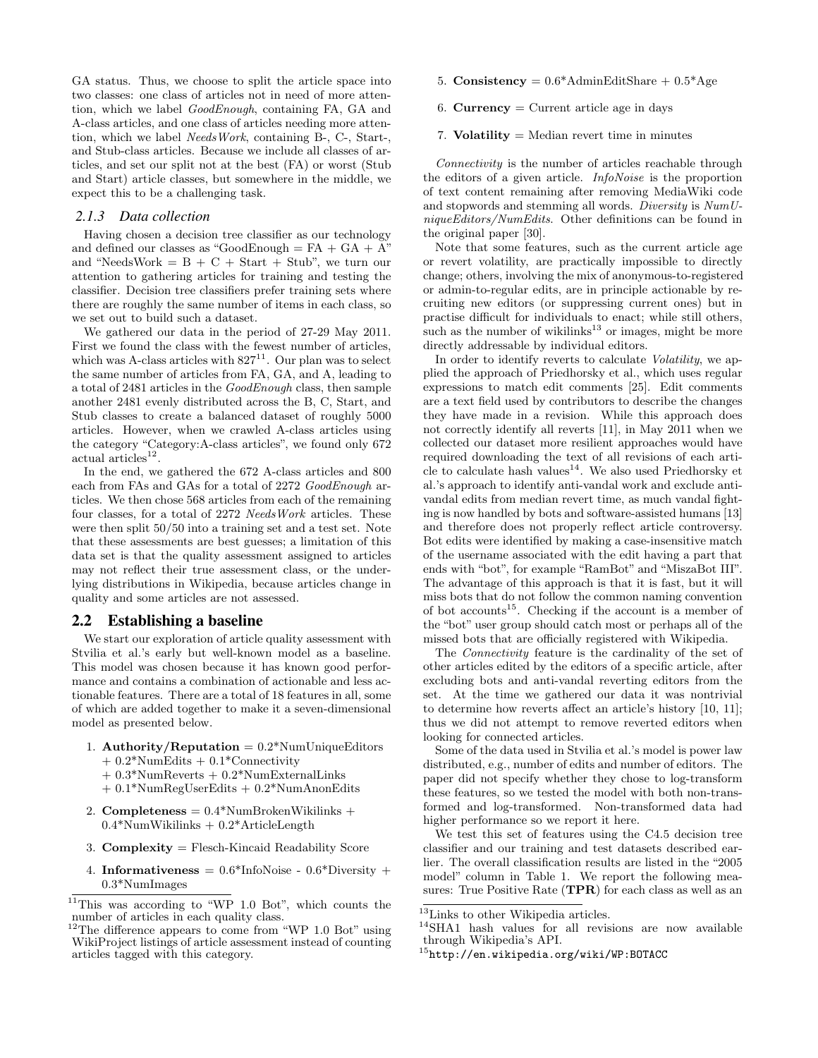GA status. Thus, we choose to split the article space into two classes: one class of articles not in need of more attention, which we label *GoodEnough*, containing FA, GA and A-class articles, and one class of articles needing more attention, which we label *NeedsWork*, containing B-, C-, Start-, and Stub-class articles. Because we include all classes of articles, and set our split not at the best (FA) or worst (Stub and Start) article classes, but somewhere in the middle, we expect this to be a challenging task.

#### *2.1.3 Data collection*

Having chosen a decision tree classifier as our technology and defined our classes as "GoodEnough = FA + GA + A" and "NeedsWork = B + C + Start + Stub", we turn our attention to gathering articles for training and testing the classifier. Decision tree classifiers prefer training sets where there are roughly the same number of items in each class, so we set out to build such a dataset.

We gathered our data in the period of 27-29 May 2011. First we found the class with the fewest number of articles, which was A-class articles with 827[11]. Our plan was to select the same number of articles from FA, GA, and A, leading to a total of 2481 articles in the *GoodEnough* class, then sample another 2481 evenly distributed across the B, C, Start, and Stub classes to create a balanced dataset of roughly 5000 articles. However, when we crawled A-class articles using the category "Category:A-class articles", we found only 672 actual articles[12].

In the end, we gathered the 672 A-class articles and 800 each from FAs and GAs for a total of 2272 *GoodEnough* articles. We then chose 568 articles from each of the remaining four classes, for a total of 2272 *NeedsWork* articles. These were then split 50/50 into a training set and a test set. Note that these assessments are best guesses; a limitation of this data set is that the quality assessment assigned to articles may not reflect their true assessment class, or the underlying distributions in Wikipedia, because articles change in quality and some articles are not assessed.

## 2.2 Establishing a baseline

We start our exploration of article quality assessment with Stvilia et al.'s early but well-known model as a baseline. This model was chosen because it has known good performance and contains a combination of actionable and less actionable features. There are a total of 18 features in all, some of which are added together to make it a seven-dimensional model as presented below.

1. **Authority/Reputation** = 0.2*NumUniqueEditors + 0.2*NumEdits + 0.1*Connectivity + 0.3*NumReverts + 0.2*NumExternalLinks + 0.1*NumRegUserEdits + 0.2*NumAnonEdits
2. **Completeness** = 0.4*NumBrokenWikilinks + 0.4*NumWikilinks + 0.2*ArticleLength
3. **Complexity** = Flesch-Kincaid Readability Score
4. **Informativeness** = 0.6*InfoNoise - 0.6*Diversity + 0.3*NumImages
5. **Consistency** = 0.6*AdminEditShare + 0.5*Age
6. **Currency** = Current article age in days
7. **Volatility** = Median revert time in minutes

*Connectivity* is the number of articles reachable through the editors of a given article. *InfoNoise* is the proportion of text content remaining after removing MediaWiki code and stopwords and stemming all words. *Diversity* is *NumUniqueEditors/NumEdits*. Other definitions can be found in the original paper [30].

Note that some features, such as the current article age or revert volatility, are practically impossible to directly change; others, involving the mix of anonymous-to-registered or admin-to-regular edits, are in principle actionable by recruiting new editors (or suppressing current ones) but in practise difficult for individuals to enact; while still others, such as the number of wikilinks[13] or images, might be more directly addressable by individual editors.

In order to identify reverts to calculate *Volatility*, we applied the approach of Priedhorsky et al., which uses regular expressions to match edit comments [25]. Edit comments are a text field used by contributors to describe the changes they have made in a revision. While this approach does not correctly identify all reverts [11], in May 2011 when we collected our dataset more resilient approaches would have required downloading the text of all revisions of each article to calculate hash values[14]. We also used Priedhorsky et al.'s approach to identify anti-vandal work and exclude anti-vandal edits from median revert time, as much vandal fighting is now handled by bots and software-assisted humans [13] and therefore does not properly reflect article controversy. Bot edits were identified by making a case-insensitive match of the username associated with the edit having a part that ends with "bot", for example "RamBot" and "MiszaBot III". The advantage of this approach is that it is fast, but it will miss bots that do not follow the common naming convention of bot accounts[15]. Checking if the account is a member of the "bot" user group should catch most or perhaps all of the missed bots that are officially registered with Wikipedia.

The *Connectivity* feature is the cardinality of the set of other articles edited by the editors of a specific article, after excluding bots and anti-vandal reverting editors from the set. At the time we gathered our data it was nontrivial to determine how reverts affect an article's history [10, 11]; thus we did not attempt to remove reverted editors when looking for connected articles.

Some of the data used in Stvilia et al.'s model is power law distributed, e.g., number of edits and number of editors. The paper did not specify whether they chose to log-transform these features, so we tested the model with both non-transformed and log-transformed. Non-transformed data had higher performance so we report it here.

We test this set of features using the C4.5 decision tree classifier and our training and test datasets described earlier. The overall classification results are listed in the "2005 model" column in Table 1. We report the following measures: True Positive Rate (**TPR**) for each class as well as an

[11] This was according to "WP 1.0 Bot", which counts the number of articles in each quality class.

[12] The difference appears to come from "WP 1.0 Bot" using WikiProject listings of article assessment instead of counting articles tagged with this category.

[13] Links to other Wikipedia articles.

[14] SHA1 hash values for all revisions are now available through Wikipedia's API.

[15] http://en.wikipedia.org/wiki/WP:BOTACC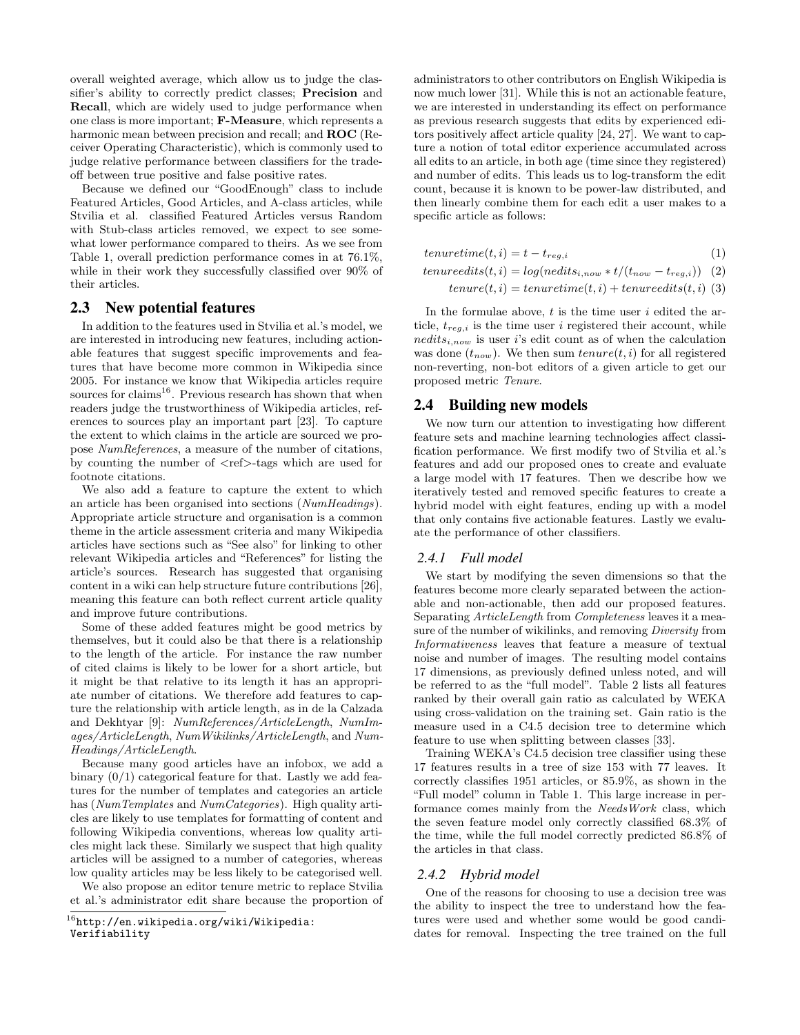overall weighted average, which allow us to judge the classifier's ability to correctly predict classes; **Precision** and **Recall**, which are widely used to judge performance when one class is more important; **F-Measure**, which represents a harmonic mean between precision and recall; and **ROC** (Receiver Operating Characteristic), which is commonly used to judge relative performance between classifiers for the trade-off between true positive and false positive rates.

Because we defined our "GoodEnough" class to include Featured Articles, Good Articles, and A-class articles, while Stvilia et al. classified Featured Articles versus Random with Stub-class articles removed, we expect to see somewhat lower performance compared to theirs. As we see from Table 1, overall prediction performance comes in at 76.1%, while in their work they successfully classified over 90% of their articles.

## 2.3 New potential features

In addition to the features used in Stvilia et al.'s model, we are interested in introducing new features, including actionable features that suggest specific improvements and features that have become more common in Wikipedia since 2005. For instance we know that Wikipedia articles require sources for claims[16]. Previous research has shown that when readers judge the trustworthiness of Wikipedia articles, references to sources play an important part [23]. To capture the extent to which claims in the article are sourced we propose *NumReferences*, a measure of the number of citations, by counting the number of <ref>-tags which are used for footnote citations.

We also add a feature to capture the extent to which an article has been organised into sections (*NumHeadings*). Appropriate article structure and organisation is a common theme in the article assessment criteria and many Wikipedia articles have sections such as "See also" for linking to other relevant Wikipedia articles and "References" for listing the article's sources. Research has suggested that organising content in a wiki can help structure future contributions [26], meaning this feature can both reflect current article quality and improve future contributions.

Some of these added features might be good metrics by themselves, but it could also be that there is a relationship to the length of the article. For instance the raw number of cited claims is likely to be lower for a short article, but it might be that relative to its length it has an appropriate number of citations. We therefore add features to capture the relationship with article length, as in de la Calzada and Dekhtyar [9]: *NumReferences/ArticleLength*, *NumImages/ArticleLength*, *NumWikilinks/ArticleLength*, and *NumHeadings/ArticleLength*.

Because many good articles have an infobox, we add a binary (0/1) categorical feature for that. Lastly we add features for the number of templates and categories an article has (*NumTemplates* and *NumCategories*). High quality articles are likely to use templates for formatting of content and following Wikipedia conventions, whereas low quality articles might lack these. Similarly we suspect that high quality articles will be assigned to a number of categories, whereas low quality articles may be less likely to be categorised well.

We also propose an editor tenure metric to replace Stvilia et al.'s administrator edit share because the proportion of administrators to other contributors on English Wikipedia is now much lower [31]. While this is not an actionable feature, we are interested in understanding its effect on performance as previous research suggests that edits by experienced editors positively affect article quality [24, 27]. We want to capture a notion of total editor experience accumulated across all edits to an article, in both age (time since they registered) and number of edits. This leads us to log-transform the edit count, because it is known to be power-law distributed, and then linearly combine them for each edit a user makes to a specific article as follows:

$$tenuretime(t, i) = t - t_{reg,i} \quad (1)$$

$$tenureedits(t, i) = log(nedits_{i,now} * t/(t_{now} - t_{reg,i})) \quad (2)$$

$$tenure(t, i) = tenuretime(t, i) + tenureedits(t, i) \quad (3)$$

In the formulae above, $t$ is the time user $i$ edited the article, $t_{reg,i}$ is the time user $i$ registered their account, while $nedits_{i,now}$ is user $i$'s edit count as of when the calculation was done ($t_{now}$). We then sum $tenure(t, i)$ for all registered non-reverting, non-bot editors of a given article to get our proposed metric *Tenure*.

## 2.4 Building new models

We now turn our attention to investigating how different feature sets and machine learning technologies affect classification performance. We first modify two of Stvilia et al.'s features and add our proposed ones to create and evaluate a large model with 17 features. Then we describe how we iteratively tested and removed specific features to create a hybrid model with eight features, ending up with a model that only contains five actionable features. Lastly we evaluate the performance of other classifiers.

### 2.4.1 Full model

We start by modifying the seven dimensions so that the features become more clearly separated between the actionable and non-actionable, then add our proposed features. Separating *ArticleLength* from *Completeness* leaves it a measure of the number of wikilinks, and removing *Diversity* from *Informativeness* leaves that feature a measure of textual noise and number of images. The resulting model contains 17 dimensions, as previously defined unless noted, and will be referred to as the "full model". Table 2 lists all features ranked by their overall gain ratio as calculated by WEKA using cross-validation on the training set. Gain ratio is the measure used in a C4.5 decision tree to determine which feature to use when splitting between classes [33].

Training WEKA's C4.5 decision tree classifier using these 17 features results in a tree of size 153 with 77 leaves. It correctly classifies 1951 articles, or 85.9%, as shown in the "Full model" column in Table 1. This large increase in performance comes mainly from the *NeedsWork* class, which the seven feature model only correctly classified 68.3% of the time, while the full model correctly predicted 86.8% of the articles in that class.

### 2.4.2 Hybrid model

One of the reasons for choosing to use a decision tree was the ability to inspect the tree to understand how the features were used and whether some would be good candidates for removal. Inspecting the tree trained on the full

[16] http://en.wikipedia.org/wiki/Wikipedia:Verifiability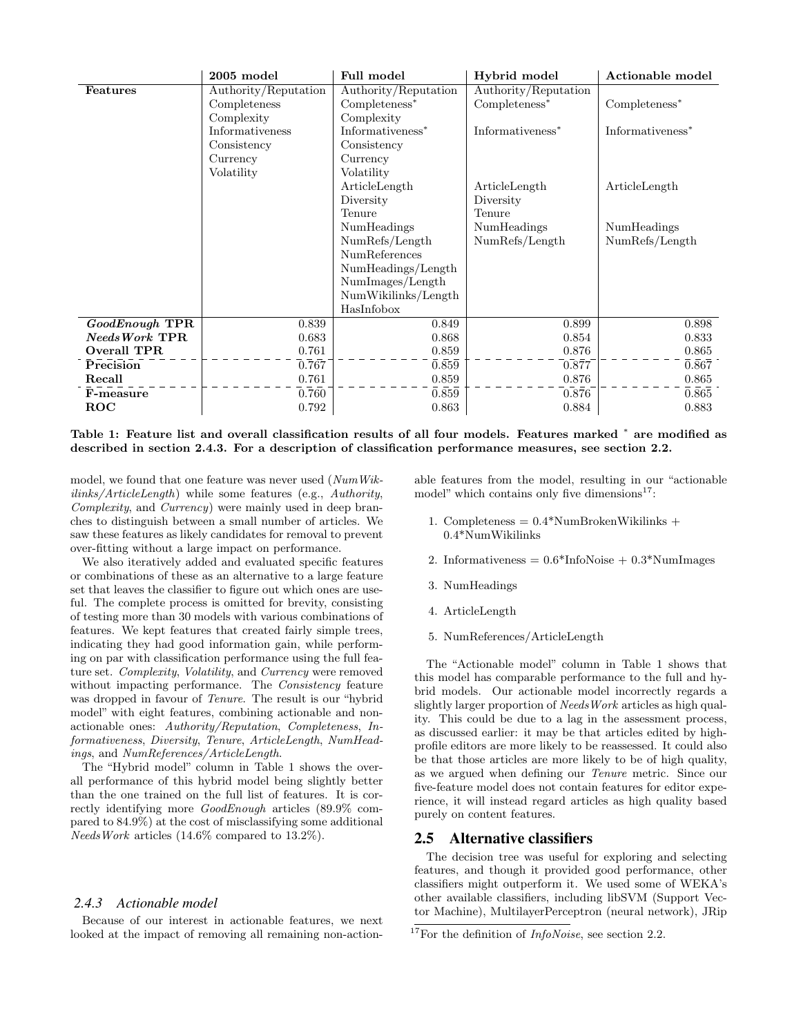| | 2005 model | Full model | Hybrid model | Actionable model |
|---|---|---|---|---|
| **Features** | Authority/Reputation | Authority/Reputation | Authority/Reputation | |
| | Completeness | Completeness* | Completeness* | Completeness* |
| | Complexity | Complexity | | |
| | Informativeness | Informativeness* | Informativeness* | Informativeness* |
| | Consistency | Consistency | | |
| | Currency | Currency | | |
| | Volatility | Volatility | | |
| | | ArticleLength | ArticleLength | ArticleLength |
| | | Diversity | Diversity | |
| | | Tenure | Tenure | |
| | | NumHeadings | NumHeadings | NumHeadings |
| | | NumRefs/Length | NumRefs/Length | NumRefs/Length |
| | | NumReferences | | |
| | | NumHeadings/Length | | |
| | | NumImages/Length | | |
| | | NumWikilinks/Length | | |
| | | HasInfobox | | |
| ***GoodEnough* TPR** | 0.839 | 0.849 | 0.899 | 0.898 |
| ***NeedsWork* TPR** | 0.683 | 0.868 | 0.854 | 0.833 |
| **Overall TPR** | 0.761 | 0.859 | 0.876 | 0.865 |
| **Precision** | 0.767 | 0.859 | 0.877 | 0.867 |
| **Recall** | 0.761 | 0.859 | 0.876 | 0.865 |
| **F-measure** | 0.760 | 0.859 | 0.876 | 0.865 |
| **ROC** | 0.792 | 0.863 | 0.884 | 0.883 |

**Table 1: Feature list and overall classification results of all four models. Features marked * are modified as described in section 2.4.3. For a description of classification performance measures, see section 2.2.**

model, we found that one feature was never used (*NumWikilinks/ArticleLength*) while some features (e.g., *Authority*, *Complexity*, and *Currency*) were mainly used in deep branches to distinguish between a small number of articles. We saw these features as likely candidates for removal to prevent over-fitting without a large impact on performance.

We also iteratively added and evaluated specific features or combinations of these as an alternative to a large feature set that leaves the classifier to figure out which ones are useful. The complete process is omitted for brevity, consisting of testing more than 30 models with various combinations of features. We kept features that created fairly simple trees, indicating they had good information gain, while performing on par with classification performance using the full feature set. *Complexity*, *Volatility*, and *Currency* were removed without impacting performance. The *Consistency* feature was dropped in favour of *Tenure*. The result is our "hybrid model" with eight features, combining actionable and non-actionable ones: *Authority/Reputation*, *Completeness*, *Informativeness*, *Diversity*, *Tenure*, *ArticleLength*, *NumHeadings*, and *NumReferences/ArticleLength*.

The "Hybrid model" column in Table 1 shows the overall performance of this hybrid model being slightly better than the one trained on the full list of features. It is correctly identifying more *GoodEnough* articles (89.9% compared to 84.9%) at the cost of misclassifying some additional *NeedsWork* articles (14.6% compared to 13.2%).

### 2.4.3 Actionable model

Because of our interest in actionable features, we next looked at the impact of removing all remaining non-actionable features from the model, resulting in our "actionable model" which contains only five dimensions[17]:

1. Completeness = 0.4*NumBrokenWikilinks + 0.4*NumWikilinks
2. Informativeness = 0.6*InfoNoise + 0.3*NumImages
3. NumHeadings
4. ArticleLength
5. NumReferences/ArticleLength

The "Actionable model" column in Table 1 shows that this model has comparable performance to the full and hybrid models. Our actionable model incorrectly regards a slightly larger proportion of *NeedsWork* articles as high quality. This could be due to a lag in the assessment process, as discussed earlier: it may be that articles edited by high-profile editors are more likely to be reassessed. It could also be that those articles are more likely to be of high quality, as we argued when defining our *Tenure* metric. Since our five-feature model does not contain features for editor experience, it will instead regard articles as high quality based purely on content features.

## 2.5 Alternative classifiers

The decision tree was useful for exploring and selecting features, and though it provided good performance, other classifiers might outperform it. We used some of WEKA's other available classifiers, including libSVM (Support Vector Machine), MultilayerPerceptron (neural network), JRip

[17] For the definition of *InfoNoise*, see section 2.2.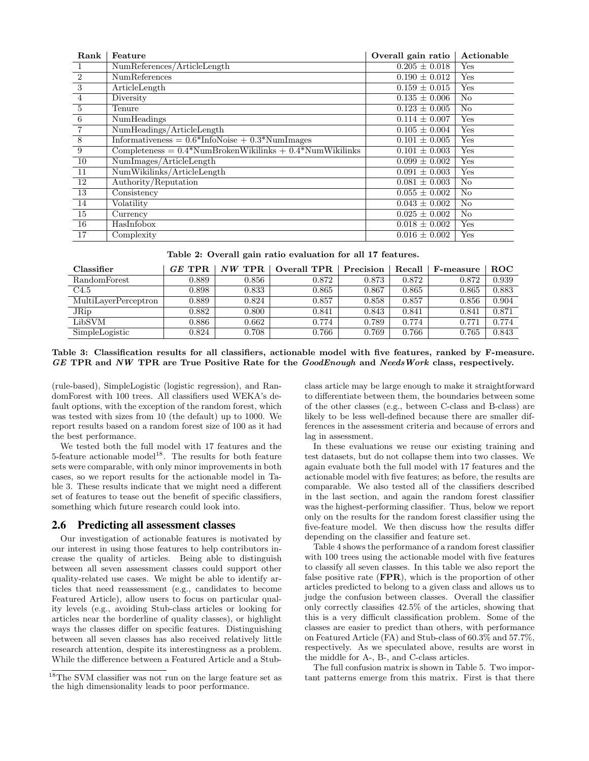| Rank | Feature | Overall gain ratio | Actionable |
|---|---|---|---|
| 1 | NumReferences/ArticleLength | 0.205 ± 0.018 | Yes |
| 2 | NumReferences | 0.190 ± 0.012 | Yes |
| 3 | ArticleLength | 0.159 ± 0.015 | Yes |
| 4 | Diversity | 0.135 ± 0.006 | No |
| 5 | Tenure | 0.123 ± 0.005 | No |
| 6 | NumHeadings | 0.114 ± 0.007 | Yes |
| 7 | NumHeadings/ArticleLength | 0.105 ± 0.004 | Yes |
| 8 | Informativeness = 0.6*InfoNoise + 0.3*NumImages | 0.101 ± 0.005 | Yes |
| 9 | Completeness = 0.4*NumBrokenWikilinks + 0.4*NumWikilinks | 0.101 ± 0.003 | Yes |
| 10 | NumImages/ArticleLength | 0.099 ± 0.002 | Yes |
| 11 | NumWikilinks/ArticleLength | 0.091 ± 0.003 | Yes |
| 12 | Authority/Reputation | 0.081 ± 0.003 | No |
| 13 | Consistency | 0.055 ± 0.002 | No |
| 14 | Volatility | 0.043 ± 0.002 | No |
| 15 | Currency | 0.025 ± 0.002 | No |
| 16 | HasInfobox | 0.018 ± 0.002 | Yes |
| 17 | Complexity | 0.016 ± 0.002 | Yes |

**Table 2: Overall gain ratio evaluation for all 17 features.**

| Classifier | *GE* TPR | *NW* TPR | Overall TPR | Precision | Recall | F-measure | ROC |
|---|---|---|---|---|---|---|---|
| RandomForest | 0.889 | 0.856 | 0.872 | 0.873 | 0.872 | 0.872 | 0.939 |
| C4.5 | 0.898 | 0.833 | 0.865 | 0.867 | 0.865 | 0.865 | 0.883 |
| MultiLayerPerceptron | 0.889 | 0.824 | 0.857 | 0.858 | 0.857 | 0.856 | 0.904 |
| JRip | 0.882 | 0.800 | 0.841 | 0.843 | 0.841 | 0.841 | 0.871 |
| LibSVM | 0.886 | 0.662 | 0.774 | 0.789 | 0.774 | 0.771 | 0.774 |
| SimpleLogistic | 0.824 | 0.708 | 0.766 | 0.769 | 0.766 | 0.765 | 0.843 |

**Table 3: Classification results for all classifiers, actionable model with five features, ranked by F-measure. *GE* TPR and *NW* TPR are True Positive Rate for the *GoodEnough* and *NeedsWork* class, respectively.**

(rule-based), SimpleLogistic (logistic regression), and RandomForest with 100 trees. All classifiers used WEKA's default options, with the exception of the random forest, which was tested with sizes from 10 (the default) up to 1000. We report results based on a random forest size of 100 as it had the best performance.

We tested both the full model with 17 features and the 5-feature actionable model[18]. The results for both feature sets were comparable, with only minor improvements in both cases, so we report results for the actionable model in Table 3. These results indicate that we might need a different set of features to tease out the benefit of specific classifiers, something which future research could look into.

## 2.6 Predicting all assessment classes

Our investigation of actionable features is motivated by our interest in using those features to help contributors increase the quality of articles. Being able to distinguish between all seven assessment classes could support other quality-related use cases. We might be able to identify articles that need reassessment (e.g., candidates to become Featured Article), allow users to focus on particular quality levels (e.g., avoiding Stub-class articles or looking for articles near the borderline of quality classes), or highlight ways the classes differ on specific features. Distinguishing between all seven classes has also received relatively little research attention, despite its interestingness as a problem. While the difference between a Featured Article and a Stub-class article may be large enough to make it straightforward to differentiate between them, the boundaries between some of the other classes (e.g., between C-class and B-class) are likely to be less well-defined because there are smaller differences in the assessment criteria and because of errors and lag in assessment.

In these evaluations we reuse our existing training and test datasets, but do not collapse them into two classes. We again evaluate both the full model with 17 features and the actionable model with five features; as before, the results are comparable. We also tested all of the classifiers described in the last section, and again the random forest classifier was the highest-performing classifier. Thus, below we report only on the results for the random forest classifier using the five-feature model. We then discuss how the results differ depending on the classifier and feature set.

Table 4 shows the performance of a random forest classifier with 100 trees using the actionable model with five features to classify all seven classes. In this table we also report the false positive rate (**FPR**), which is the proportion of other articles predicted to belong to a given class and allows us to judge the confusion between classes. Overall the classifier only correctly classifies 42.5% of the articles, showing that this is a very difficult classification problem. Some of the classes are easier to predict than others, with performance on Featured Article (FA) and Stub-class of 60.3% and 57.7%, respectively. As we speculated above, results are worst in the middle for A-, B-, and C-class articles.

The full confusion matrix is shown in Table 5. Two important patterns emerge from this matrix. First is that there

[18] The SVM classifier was not run on the large feature set as the high dimensionality leads to poor performance.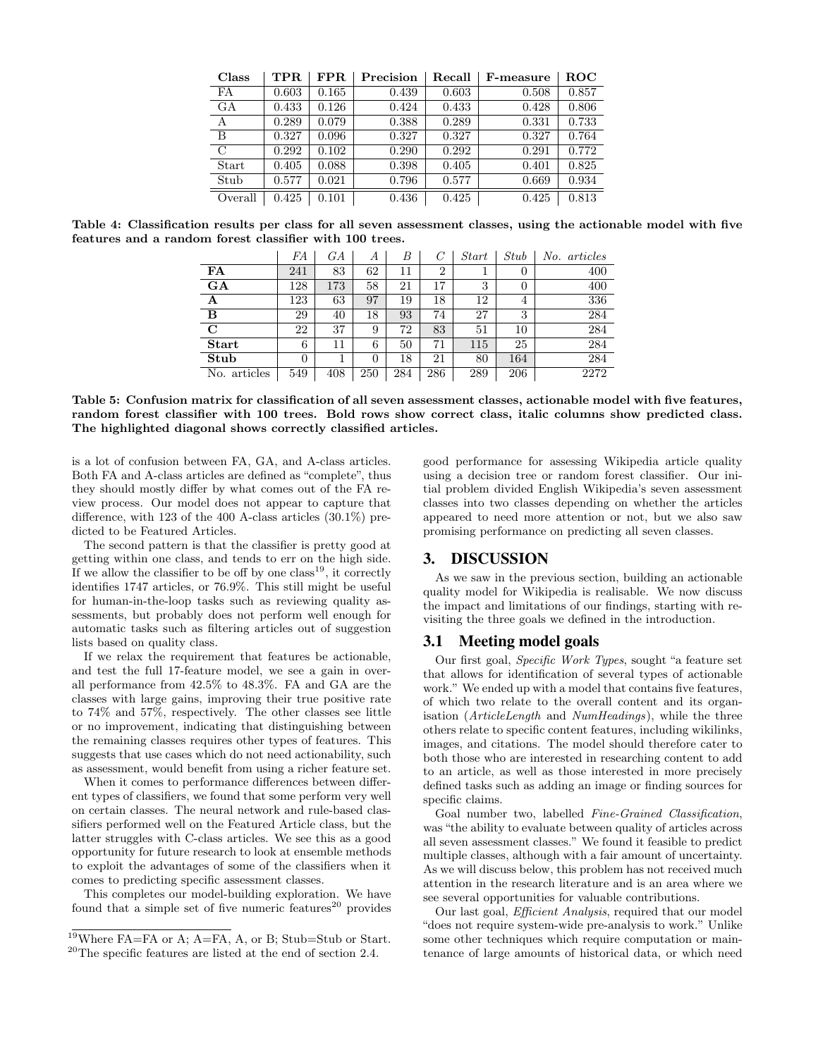| Class | TPR | FPR | Precision | Recall | F-measure | ROC |
|---|---|---|---|---|---|---|
| FA | 0.603 | 0.165 | 0.439 | 0.603 | 0.508 | 0.857 |
| GA | 0.433 | 0.126 | 0.424 | 0.433 | 0.428 | 0.806 |
| A | 0.289 | 0.079 | 0.388 | 0.289 | 0.331 | 0.733 |
| B | 0.327 | 0.096 | 0.327 | 0.327 | 0.327 | 0.764 |
| C | 0.292 | 0.102 | 0.290 | 0.292 | 0.291 | 0.772 |
| Start | 0.405 | 0.088 | 0.398 | 0.405 | 0.401 | 0.825 |
| Stub | 0.577 | 0.021 | 0.796 | 0.577 | 0.669 | 0.934 |
| Overall | 0.425 | 0.101 | 0.436 | 0.425 | 0.425 | 0.813 |

**Table 4: Classification results per class for all seven assessment classes, using the actionable model with five features and a random forest classifier with 100 trees.**

| | *FA* | *GA* | *A* | *B* | *C* | *Start* | *Stub* | *No. articles* |
|---|---|---|---|---|---|---|---|---|
| **FA** | 241 | 83 | 62 | 11 | 2 | 1 | 0 | 400 |
| **GA** | 128 | 173 | 58 | 21 | 17 | 3 | 0 | 400 |
| **A** | 123 | 63 | 97 | 19 | 18 | 12 | 4 | 336 |
| **B** | 29 | 40 | 18 | 93 | 74 | 27 | 3 | 284 |
| **C** | 22 | 37 | 9 | 72 | 83 | 51 | 10 | 284 |
| **Start** | 6 | 11 | 6 | 50 | 71 | 115 | 25 | 284 |
| **Stub** | 0 | 1 | 0 | 18 | 21 | 80 | 164 | 284 |
| No. articles | 549 | 408 | 250 | 284 | 286 | 289 | 206 | 2272 |

**Table 5: Confusion matrix for classification of all seven assessment classes, actionable model with five features, random forest classifier with 100 trees. Bold rows show correct class, italic columns show predicted class. The highlighted diagonal shows correctly classified articles.**

is a lot of confusion between FA, GA, and A-class articles. Both FA and A-class articles are defined as "complete", thus they should mostly differ by what comes out of the FA review process. Our model does not appear to capture that difference, with 123 of the 400 A-class articles (30.1%) predicted to be Featured Articles.

The second pattern is that the classifier is pretty good at getting within one class, and tends to err on the high side. If we allow the classifier to be off by one class[19], it correctly identifies 1747 articles, or 76.9%. This still might be useful for human-in-the-loop tasks such as reviewing quality assessments, but probably does not perform well enough for automatic tasks such as filtering articles out of suggestion lists based on quality class.

If we relax the requirement that features be actionable, and test the full 17-feature model, we see a gain in overall performance from 42.5% to 48.3%. FA and GA are the classes with large gains, improving their true positive rate to 74% and 57%, respectively. The other classes see little or no improvement, indicating that distinguishing between the remaining classes requires other types of features. This suggests that use cases which do not need actionability, such as assessment, would benefit from using a richer feature set.

When it comes to performance differences between different types of classifiers, we found that some perform very well on certain classes. The neural network and rule-based classifiers performed well on the Featured Article class, but the latter struggles with C-class articles. We see this as a good opportunity for future research to look at ensemble methods to exploit the advantages of some of the classifiers when it comes to predicting specific assessment classes.

This completes our model-building exploration. We have found that a simple set of five numeric features[20] provides good performance for assessing Wikipedia article quality using a decision tree or random forest classifier. Our initial problem divided English Wikipedia's seven assessment classes into two classes depending on whether the articles appeared to need more attention or not, but we also saw promising performance on predicting all seven classes.

[19]Where FA=FA or A; A=FA, A, or B; Stub=Stub or Start.

[20]The specific features are listed at the end of section 2.4.

## 3. DISCUSSION

As we saw in the previous section, building an actionable quality model for Wikipedia is realisable. We now discuss the impact and limitations of our findings, starting with revisiting the three goals we defined in the introduction.

### 3.1 Meeting model goals

Our first goal, *Specific Work Types*, sought "a feature set that allows for identification of several types of actionable work." We ended up with a model that contains five features, of which two relate to the overall content and its organisation (*ArticleLength* and *NumHeadings*), while the three others relate to specific content features, including wikilinks, images, and citations. The model should therefore cater to both those who are interested in researching content to add to an article, as well as those interested in more precisely defined tasks such as adding an image or finding sources for specific claims.

Goal number two, labelled *Fine-Grained Classification*, was "the ability to evaluate between quality of articles across all seven assessment classes." We found it feasible to predict multiple classes, although with a fair amount of uncertainty. As we will discuss below, this problem has not received much attention in the research literature and is an area where we see several opportunities for valuable contributions.

Our last goal, *Efficient Analysis*, required that our model "does not require system-wide pre-analysis to work." Unlike some other techniques which require computation or maintenance of large amounts of historical data, or which need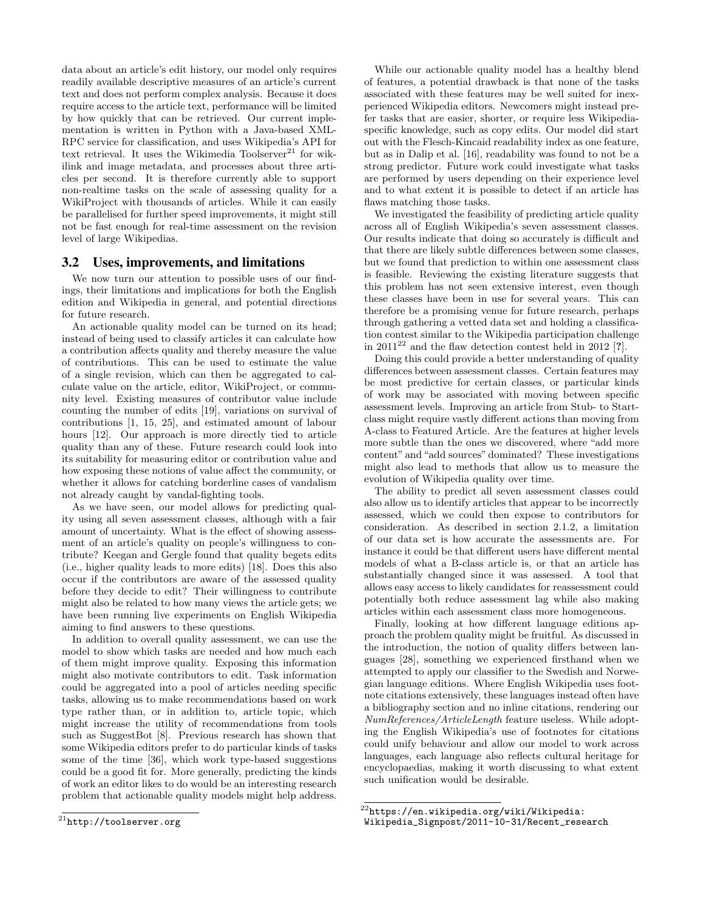data about an article's edit history, our model only requires readily available descriptive measures of an article's current text and does not perform complex analysis. Because it does require access to the article text, performance will be limited by how quickly that can be retrieved. Our current implementation is written in Python with a Java-based XML-RPC service for classification, and uses Wikipedia's API for text retrieval. It uses the Wikimedia Toolserver[21] for wikilink and image metadata, and processes about three articles per second. It is therefore currently able to support non-realtime tasks on the scale of assessing quality for a WikiProject with thousands of articles. While it can easily be parallelised for further speed improvements, it might still not be fast enough for real-time assessment on the revision level of large Wikipedias.

## 3.2 Uses, improvements, and limitations

We now turn our attention to possible uses of our findings, their limitations and implications for both the English edition and Wikipedia in general, and potential directions for future research.

An actionable quality model can be turned on its head; instead of being used to classify articles it can calculate how a contribution affects quality and thereby measure the value of contributions. This can be used to estimate the value of a single revision, which can then be aggregated to calculate value on the article, editor, WikiProject, or community level. Existing measures of contributor value include counting the number of edits [19], variations on survival of contributions [1, 15, 25], and estimated amount of labour hours [12]. Our approach is more directly tied to article quality than any of these. Future research could look into its suitability for measuring editor or contribution value and how exposing these notions of value affect the community, or whether it allows for catching borderline cases of vandalism not already caught by vandal-fighting tools.

As we have seen, our model allows for predicting quality using all seven assessment classes, although with a fair amount of uncertainty. What is the effect of showing assessment of an article's quality on people's willingness to contribute? Keegan and Gergle found that quality begets edits (i.e., higher quality leads to more edits) [18]. Does this also occur if the contributors are aware of the assessed quality before they decide to edit? Their willingness to contribute might also be related to how many views the article gets; we have been running live experiments on English Wikipedia aiming to find answers to these questions.

In addition to overall quality assessment, we can use the model to show which tasks are needed and how much each of them might improve quality. Exposing this information might also motivate contributors to edit. Task information could be aggregated into a pool of articles needing specific tasks, allowing us to make recommendations based on work type rather than, or in addition to, article topic, which might increase the utility of recommendations from tools such as SuggestBot [8]. Previous research has shown that some Wikipedia editors prefer to do particular kinds of tasks some of the time [36], which work type-based suggestions could be a good fit for. More generally, predicting the kinds of work an editor likes to do would be an interesting research problem that actionable quality models might help address.

While our actionable quality model has a healthy blend of features, a potential drawback is that none of the tasks associated with these features may be well suited for inexperienced Wikipedia editors. Newcomers might instead prefer tasks that are easier, shorter, or require less Wikipedia-specific knowledge, such as copy edits. Our model did start out with the Flesch-Kincaid readability index as one feature, but as in Dalip et al. [16], readability was found to not be a strong predictor. Future work could investigate what tasks are performed by users depending on their experience level and to what extent it is possible to detect if an article has flaws matching those tasks.

We investigated the feasibility of predicting article quality across all of English Wikipedia's seven assessment classes. Our results indicate that doing so accurately is difficult and that there are likely subtle differences between some classes, but we found that prediction to within one assessment class is feasible. Reviewing the existing literature suggests that this problem has not seen extensive interest, even though these classes have been in use for several years. This can therefore be a promising venue for future research, perhaps through gathering a vetted data set and holding a classification contest similar to the Wikipedia participation challenge in 2011[22] and the flaw detection contest held in 2012 [?].

Doing this could provide a better understanding of quality differences between assessment classes. Certain features may be most predictive for certain classes, or particular kinds of work may be associated with moving between specific assessment levels. Improving an article from Stub- to Start-class might require vastly different actions than moving from A-class to Featured Article. Are the features at higher levels more subtle than the ones we discovered, where "add more content" and "add sources" dominated? These investigations might also lead to methods that allow us to measure the evolution of Wikipedia quality over time.

The ability to predict all seven assessment classes could also allow us to identify articles that appear to be incorrectly assessed, which we could then expose to contributors for consideration. As described in section 2.1.2, a limitation of our data set is how accurate the assessments are. For instance it could be that different users have different mental models of what a B-class article is, or that an article has substantially changed since it was assessed. A tool that allows easy access to likely candidates for reassessment could potentially both reduce assessment lag while also making articles within each assessment class more homogeneous.

Finally, looking at how different language editions approach the problem quality might be fruitful. As discussed in the introduction, the notion of quality differs between languages [28], something we experienced firsthand when we attempted to apply our classifier to the Swedish and Norwegian language editions. Where English Wikipedia uses footnote citations extensively, these languages instead often have a bibliography section and no inline citations, rendering our *NumReferences/ArticleLength* feature useless. While adopting the English Wikipedia's use of footnotes for citations could unify behaviour and allow our model to work across languages, each language also reflects cultural heritage for encyclopaedias, making it worth discussing to what extent such unification would be desirable.

[21] http://toolserver.org

[22] https://en.wikipedia.org/wiki/Wikipedia:Wikipedia_Signpost/2011-10-31/Recent_research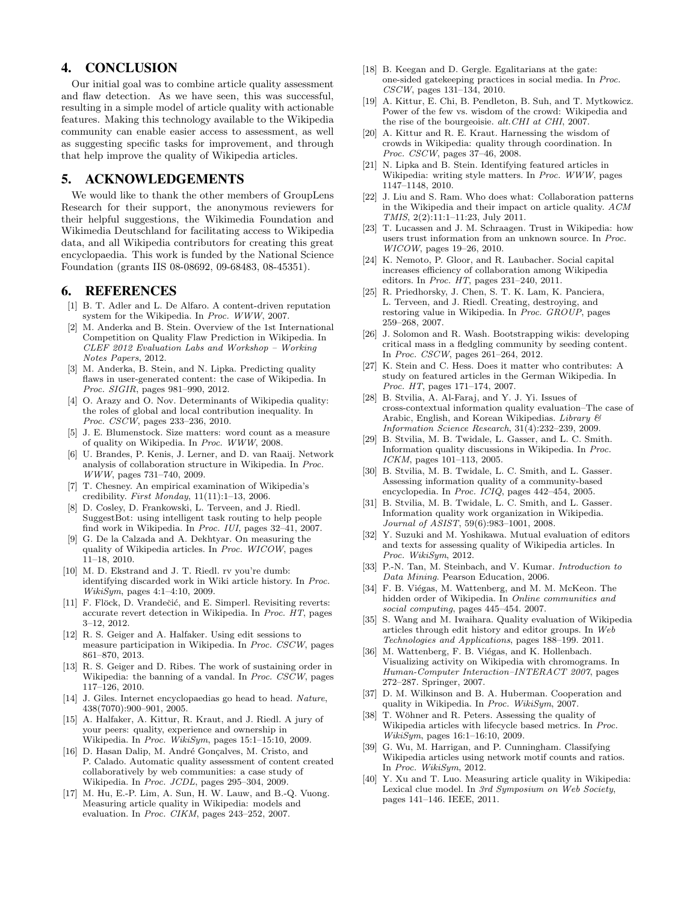## 4. CONCLUSION

Our initial goal was to combine article quality assessment and flaw detection. As we have seen, this was successful, resulting in a simple model of article quality with actionable features. Making this technology available to the Wikipedia community can enable easier access to assessment, as well as suggesting specific tasks for improvement, and through that help improve the quality of Wikipedia articles.

## 5. ACKNOWLEDGEMENTS

We would like to thank the other members of GroupLens Research for their support, the anonymous reviewers for their helpful suggestions, the Wikimedia Foundation and Wikimedia Deutschland for facilitating access to Wikipedia data, and all Wikipedia contributors for creating this great encyclopaedia. This work is funded by the National Science Foundation (grants IIS 08-08692, 09-68483, 08-45351).

## 6. REFERENCES

[1] B. T. Adler and L. De Alfaro. A content-driven reputation system for the Wikipedia. In *Proc. WWW*, 2007.

[2] M. Anderka and B. Stein. Overview of the 1st International Competition on Quality Flaw Prediction in Wikipedia. In *CLEF 2012 Evaluation Labs and Workshop – Working Notes Papers*, 2012.

[3] M. Anderka, B. Stein, and N. Lipka. Predicting quality flaws in user-generated content: the case of Wikipedia. In *Proc. SIGIR*, pages 981–990, 2012.

[4] O. Arazy and O. Nov. Determinants of Wikipedia quality: the roles of global and local contribution inequality. In *Proc. CSCW*, pages 233–236, 2010.

[5] J. E. Blumenstock. Size matters: word count as a measure of quality on Wikipedia. In *Proc. WWW*, 2008.

[6] U. Brandes, P. Kenis, J. Lerner, and D. van Raaij. Network analysis of collaboration structure in Wikipedia. In *Proc. WWW*, pages 731–740, 2009.

[7] T. Chesney. An empirical examination of Wikipedia's credibility. *First Monday*, 11(11):1–13, 2006.

[8] D. Cosley, D. Frankowski, L. Terveen, and J. Riedl. SuggestBot: using intelligent task routing to help people find work in Wikipedia. In *Proc. IUI*, pages 32–41, 2007.

[9] G. De la Calzada and A. Dekhtyar. On measuring the quality of Wikipedia articles. In *Proc. WICOW*, pages 11–18, 2010.

[10] M. D. Ekstrand and J. T. Riedl. rv you're dumb: identifying discarded work in Wiki article history. In *Proc. WikiSym*, pages 4:1–4:10, 2009.

[11] F. Flöck, D. Vrandečić, and E. Simperl. Revisiting reverts: accurate revert detection in Wikipedia. In *Proc. HT*, pages 3–12, 2012.

[12] R. S. Geiger and A. Halfaker. Using edit sessions to measure participation in Wikipedia. In *Proc. CSCW*, pages 861–870, 2013.

[13] R. S. Geiger and D. Ribes. The work of sustaining order in Wikipedia: the banning of a vandal. In *Proc. CSCW*, pages 117–126, 2010.

[14] J. Giles. Internet encyclopaedias go head to head. *Nature*, 438(7070):900–901, 2005.

[15] A. Halfaker, A. Kittur, R. Kraut, and J. Riedl. A jury of your peers: quality, experience and ownership in Wikipedia. In *Proc. WikiSym*, pages 15:1–15:10, 2009.

[16] D. Hasan Dalip, M. André Gonçalves, M. Cristo, and P. Calado. Automatic quality assessment of content created collaboratively by web communities: a case study of Wikipedia. In *Proc. JCDL*, pages 295–304, 2009.

[17] M. Hu, E.-P. Lim, A. Sun, H. W. Lauw, and B.-Q. Vuong. Measuring article quality in Wikipedia: models and evaluation. In *Proc. CIKM*, pages 243–252, 2007.

[18] B. Keegan and D. Gergle. Egalitarians at the gate: one-sided gatekeeping practices in social media. In *Proc. CSCW*, pages 131–134, 2010.

[19] A. Kittur, E. Chi, B. Pendleton, B. Suh, and T. Mytkowicz. Power of the few vs. wisdom of the crowd: Wikipedia and the rise of the bourgeoisie. *alt.CHI at CHI*, 2007.

[20] A. Kittur and R. E. Kraut. Harnessing the wisdom of crowds in Wikipedia: quality through coordination. In *Proc. CSCW*, pages 37–46, 2008.

[21] N. Lipka and B. Stein. Identifying featured articles in Wikipedia: writing style matters. In *Proc. WWW*, pages 1147–1148, 2010.

[22] J. Liu and S. Ram. Who does what: Collaboration patterns in the Wikipedia and their impact on article quality. *ACM TMIS*, 2(2):11:1–11:23, July 2011.

[23] T. Lucassen and J. M. Schraagen. Trust in Wikipedia: how users trust information from an unknown source. In *Proc. WICOW*, pages 19–26, 2010.

[24] K. Nemoto, P. Gloor, and R. Laubacher. Social capital increases efficiency of collaboration among Wikipedia editors. In *Proc. HT*, pages 231–240, 2011.

[25] R. Priedhorsky, J. Chen, S. T. K. Lam, K. Panciera, L. Terveen, and J. Riedl. Creating, destroying, and restoring value in Wikipedia. In *Proc. GROUP*, pages 259–268, 2007.

[26] J. Solomon and R. Wash. Bootstrapping wikis: developing critical mass in a fledgling community by seeding content. In *Proc. CSCW*, pages 261–264, 2012.

[27] K. Stein and C. Hess. Does it matter who contributes: A study on featured articles in the German Wikipedia. In *Proc. HT*, pages 171–174, 2007.

[28] B. Stvilia, A. Al-Faraj, and Y. J. Yi. Issues of cross-contextual information quality evaluation–The case of Arabic, English, and Korean Wikipedias. *Library & Information Science Research*, 31(4):232–239, 2009.

[29] B. Stvilia, M. B. Twidale, L. Gasser, and L. C. Smith. Information quality discussions in Wikipedia. In *Proc. ICKM*, pages 101–113, 2005.

[30] B. Stvilia, M. B. Twidale, L. C. Smith, and L. Gasser. Assessing information quality of a community-based encyclopedia. In *Proc. ICIQ*, pages 442–454, 2005.

[31] B. Stvilia, M. B. Twidale, L. C. Smith, and L. Gasser. Information quality work organization in Wikipedia. *Journal of ASIST*, 59(6):983–1001, 2008.

[32] Y. Suzuki and M. Yoshikawa. Mutual evaluation of editors and texts for assessing quality of Wikipedia articles. In *Proc. WikiSym*, 2012.

[33] P.-N. Tan, M. Steinbach, and V. Kumar. *Introduction to Data Mining*. Pearson Education, 2006.

[34] F. B. Viégas, M. Wattenberg, and M. M. McKeon. The hidden order of Wikipedia. In *Online communities and social computing*, pages 445–454. 2007.

[35] S. Wang and M. Iwaihara. Quality evaluation of Wikipedia articles through edit history and editor groups. In *Web Technologies and Applications*, pages 188–199. 2011.

[36] M. Wattenberg, F. B. Viégas, and K. Hollenbach. Visualizing activity on Wikipedia with chromograms. In *Human-Computer Interaction–INTERACT 2007*, pages 272–287. Springer, 2007.

[37] D. M. Wilkinson and B. A. Huberman. Cooperation and quality in Wikipedia. In *Proc. WikiSym*, 2007.

[38] T. Wöhner and R. Peters. Assessing the quality of Wikipedia articles with lifecycle based metrics. In *Proc. WikiSym*, pages 16:1–16:10, 2009.

[39] G. Wu, M. Harrigan, and P. Cunningham. Classifying Wikipedia articles using network motif counts and ratios. In *Proc. WikiSym*, 2012.

[40] Y. Xu and T. Luo. Measuring article quality in Wikipedia: Lexical clue model. In *3rd Symposium on Web Society*, pages 141–146. IEEE, 2011.